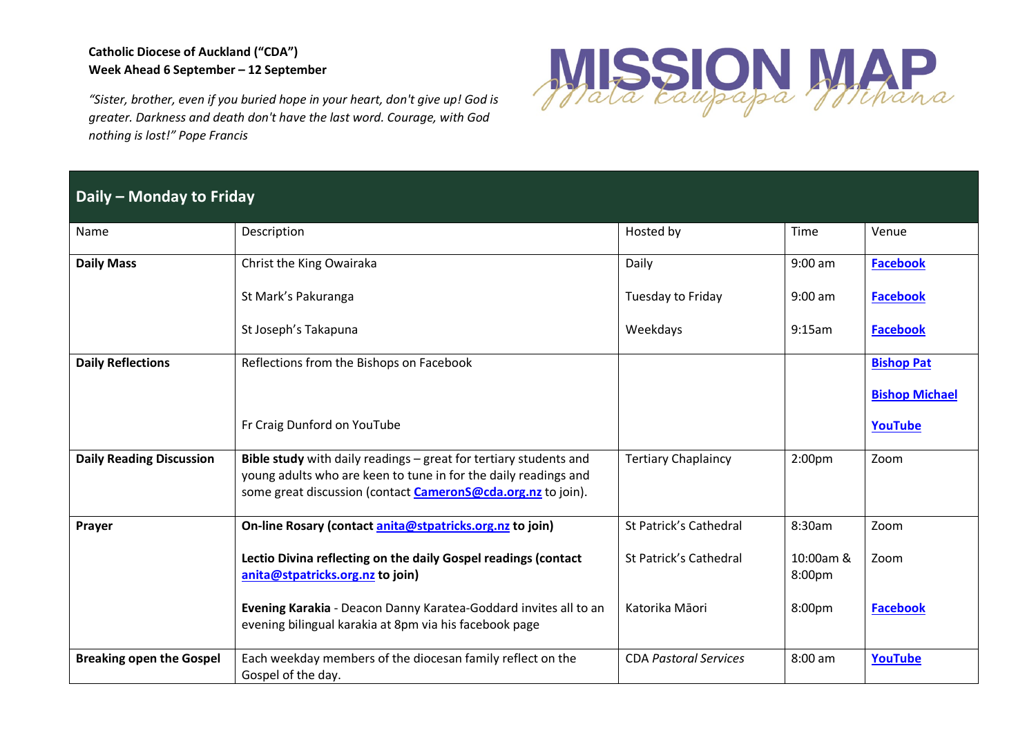**Catholic Diocese of Auckland ("CDA")**
**Week Ahead 6 September – 12 September**

*"Sister, brother, even if you buried hope in your heart, don't give up! God is greater. Darkness and death don't have the last word. Courage, with God nothing is lost!" Pope Francis*

MISSION MAP
Mata Kaupapa Mihana

## Daily – Monday to Friday

| Name | Description | Hosted by | Time | Venue |
|---|---|---|---|---|
| **Daily Mass** | Christ the King Owairaka | Daily | 9:00 am | **Facebook** |
| | St Mark's Pakuranga | Tuesday to Friday | 9:00 am | **Facebook** |
| | St Joseph's Takapuna | Weekdays | 9:15am | **Facebook** |
| **Daily Reflections** | Reflections from the Bishops on Facebook | | | **Bishop Pat** <br> **Bishop Michael** |
| | Fr Craig Dunford on YouTube | | | **YouTube** |
| **Daily Reading Discussion** | **Bible study** with daily readings – great for tertiary students and young adults who are keen to tune in for the daily readings and some great discussion (contact **CameronS@cda.org.nz** to join). | Tertiary Chaplaincy | 2:00pm | Zoom |
| **Prayer** | **On-line Rosary (contact anita@stpatricks.org.nz to join)** | St Patrick's Cathedral | 8:30am | Zoom |
| | **Lectio Divina reflecting on the daily Gospel readings (contact anita@stpatricks.org.nz to join)** | St Patrick's Cathedral | 10:00am & 8:00pm | Zoom |
| | **Evening Karakia** - Deacon Danny Karatea-Goddard invites all to an evening bilingual karakia at 8pm via his facebook page | Katorika Māori | 8:00pm | **Facebook** |
| **Breaking open the Gospel** | Each weekday members of the diocesan family reflect on the Gospel of the day. | CDA *Pastoral Services* | 8:00 am | **YouTube** |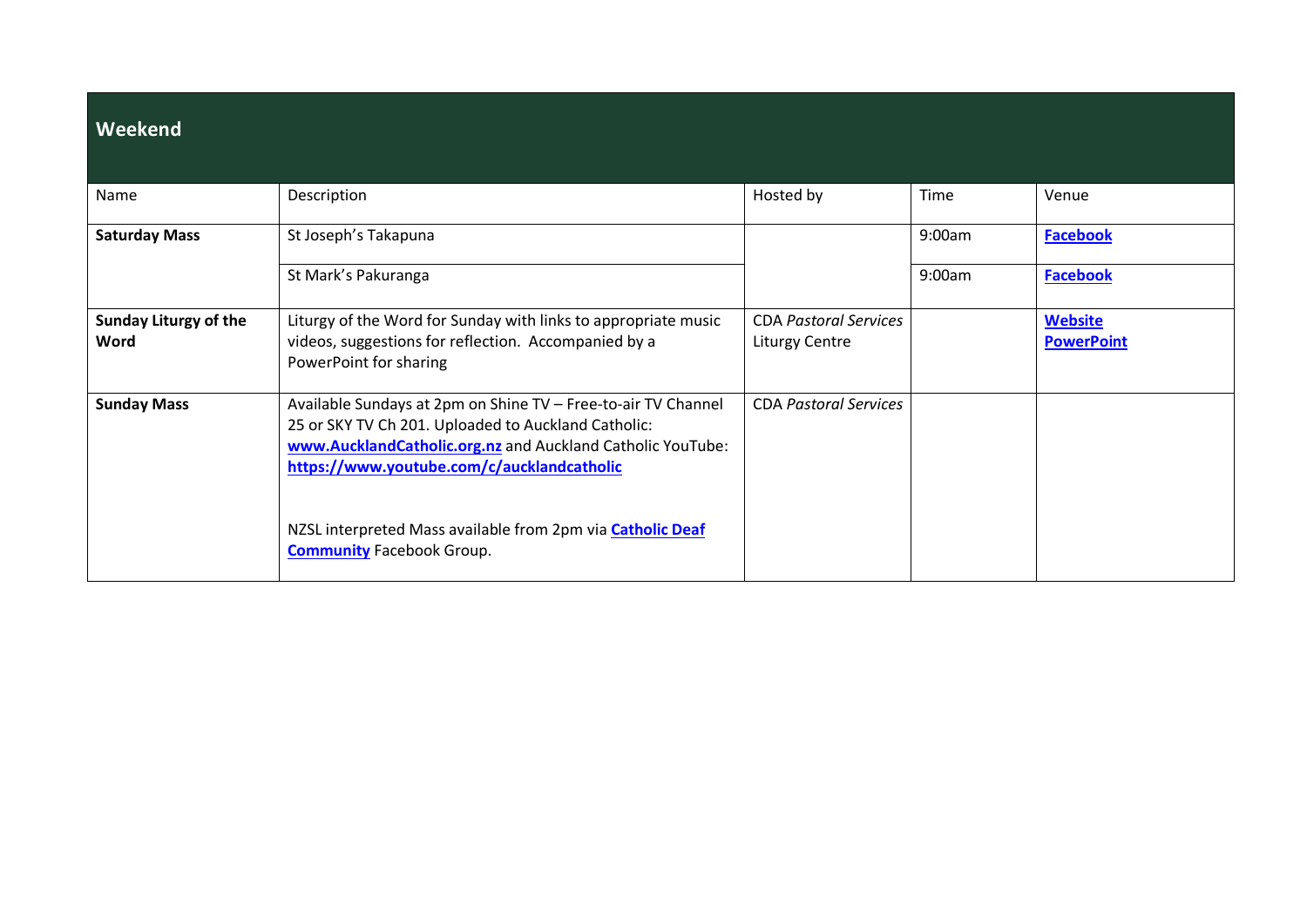| Weekend | | | | |
|---|---|---|---|---|
| Name | Description | Hosted by | Time | Venue |
| **Saturday Mass** | St Joseph's Takapuna | | 9:00am | **Facebook** |
| | St Mark's Pakuranga | | 9:00am | **Facebook** |
| **Sunday Liturgy of the Word** | Liturgy of the Word for Sunday with links to appropriate music videos, suggestions for reflection. Accompanied by a PowerPoint for sharing | CDA *Pastoral Services* Liturgy Centre | | **Website** **PowerPoint** |
| **Sunday Mass** | Available Sundays at 2pm on Shine TV – Free-to-air TV Channel 25 or SKY TV Ch 201. Uploaded to Auckland Catholic: **www.AucklandCatholic.org.nz** and Auckland Catholic YouTube: **https://www.youtube.com/c/aucklandcatholic** <br><br> NZSL interpreted Mass available from 2pm via **Catholic Deaf Community** Facebook Group. | CDA *Pastoral Services* | | |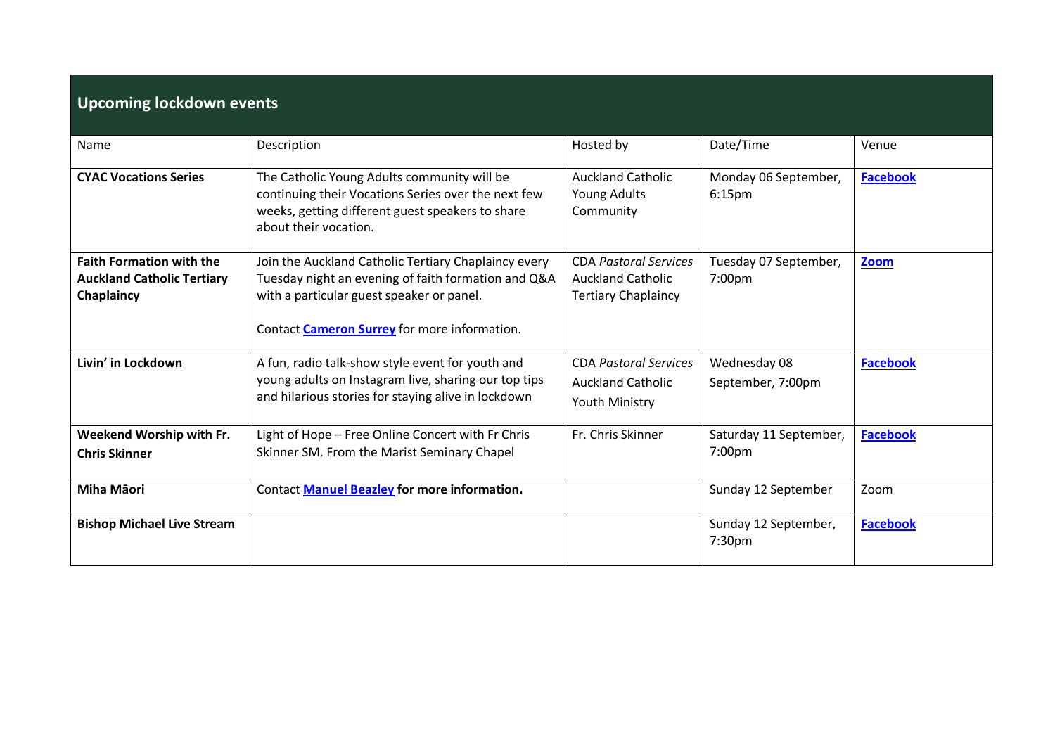## Upcoming lockdown events

| Name | Description | Hosted by | Date/Time | Venue |
|---|---|---|---|---|
| **CYAC Vocations Series** | The Catholic Young Adults community will be continuing their Vocations Series over the next few weeks, getting different guest speakers to share about their vocation. | Auckland Catholic Young Adults Community | Monday 06 September, 6:15pm | **Facebook** |
| **Faith Formation with the Auckland Catholic Tertiary Chaplaincy** | Join the Auckland Catholic Tertiary Chaplaincy every Tuesday night an evening of faith formation and Q&A with a particular guest speaker or panel. <br><br> Contact **Cameron Surrey** for more information. | CDA *Pastoral Services* Auckland Catholic Tertiary Chaplaincy | Tuesday 07 September, 7:00pm | **Zoom** |
| **Livin' in Lockdown** | A fun, radio talk-show style event for youth and young adults on Instagram live, sharing our top tips and hilarious stories for staying alive in lockdown | CDA *Pastoral Services* Auckland Catholic Youth Ministry | Wednesday 08 September, 7:00pm | **Facebook** |
| **Weekend Worship with Fr. Chris Skinner** | Light of Hope – Free Online Concert with Fr Chris Skinner SM. From the Marist Seminary Chapel | Fr. Chris Skinner | Saturday 11 September, 7:00pm | **Facebook** |
| **Miha Māori** | Contact **Manuel Beazley for more information.** | | Sunday 12 September | Zoom |
| **Bishop Michael Live Stream** | | | Sunday 12 September, 7:30pm | **Facebook** |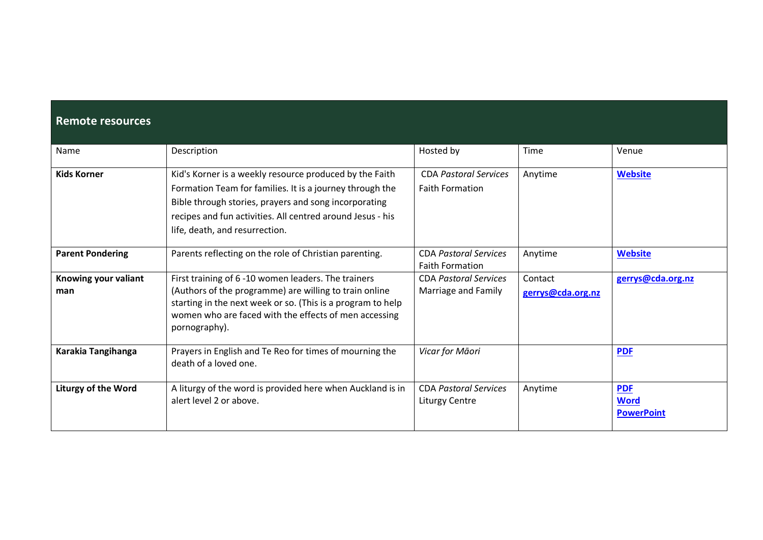## Remote resources

| Name | Description | Hosted by | Time | Venue |
|---|---|---|---|---|
| **Kids Korner** | Kid's Korner is a weekly resource produced by the Faith Formation Team for families. It is a journey through the Bible through stories, prayers and song incorporating recipes and fun activities. All centred around Jesus - his life, death, and resurrection. | CDA *Pastoral Services* Faith Formation | Anytime | **Website** |
| **Parent Pondering** | Parents reflecting on the role of Christian parenting. | CDA *Pastoral Services* Faith Formation | Anytime | **Website** |
| **Knowing your valiant man** | First training of 6 -10 women leaders. The trainers (Authors of the programme) are willing to train online starting in the next week or so. (This is a program to help women who are faced with the effects of men accessing pornography). | CDA *Pastoral Services* Marriage and Family | Contact **gerrys@cda.org.nz** | **gerrys@cda.org.nz** |
| **Karakia Tangihanga** | Prayers in English and Te Reo for times of mourning the death of a loved one. | *Vicar for Māori* | | **PDF** |
| **Liturgy of the Word** | A liturgy of the word is provided here when Auckland is in alert level 2 or above. | CDA *Pastoral Services* Liturgy Centre | Anytime | **PDF** **Word** **PowerPoint** |